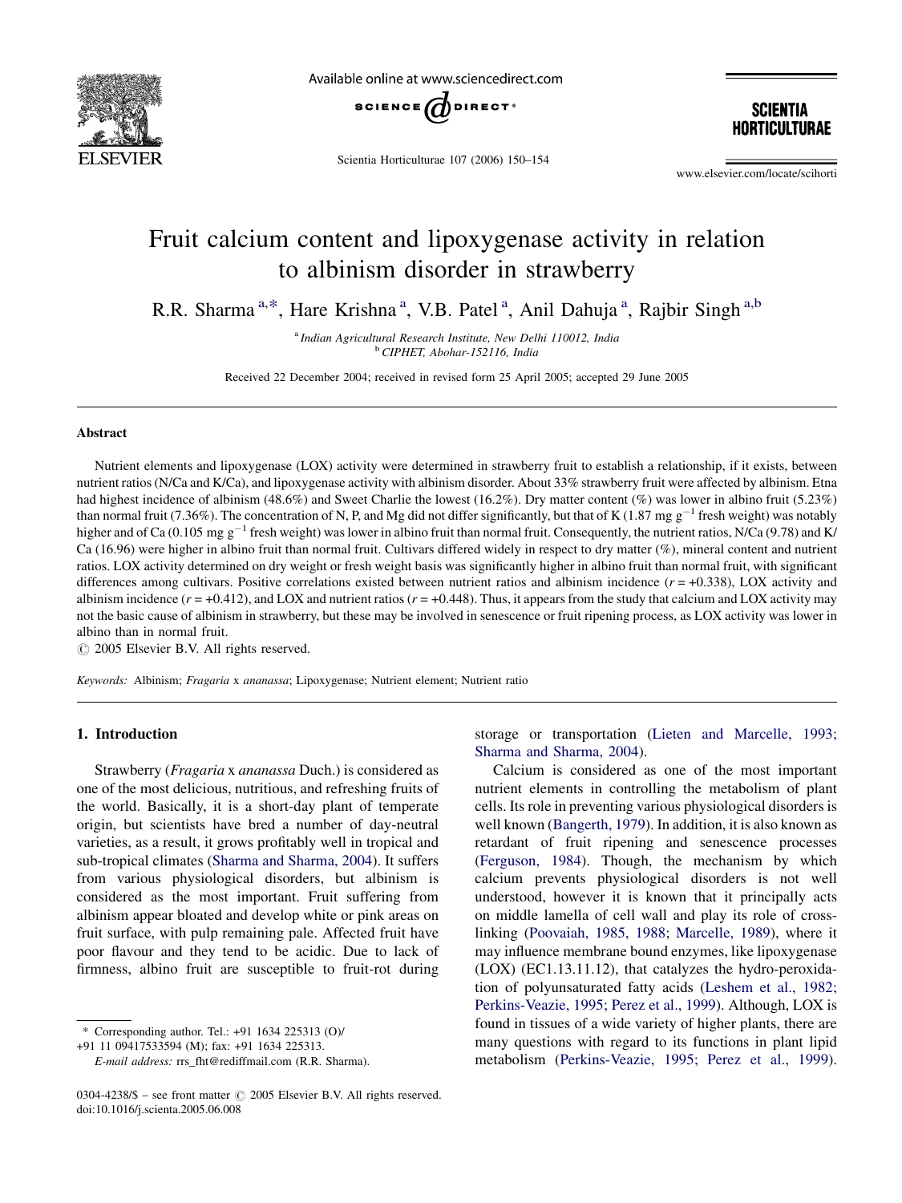# Fruit calcium content and lipoxygenase activity in relation to albinism disorder in strawberry

R.R. Sharma [a,*], Hare Krishna [a], V.B. Patel [a], Anil Dahuja [a], Rajbir Singh [a,b]

[a] Indian Agricultural Research Institute, New Delhi 110012, India
[b] CIPHET, Abohar-152116, India

Received 22 December 2004; received in revised form 25 April 2005; accepted 29 June 2005

## Abstract

Nutrient elements and lipoxygenase (LOX) activity were determined in strawberry fruit to establish a relationship, if it exists, between nutrient ratios (N/Ca and K/Ca), and lipoxygenase activity with albinism disorder. About 33% strawberry fruit were affected by albinism. Etna had highest incidence of albinism (48.6%) and Sweet Charlie the lowest (16.2%). Dry matter content (%) was lower in albino fruit (5.23%) than normal fruit (7.36%). The concentration of N, P, and Mg did not differ significantly, but that of K (1.87 mg $g^{-1}$ fresh weight) was notably higher and of Ca (0.105 mg $g^{-1}$ fresh weight) was lower in albino fruit than normal fruit. Consequently, the nutrient ratios, N/Ca (9.78) and K/Ca (16.96) were higher in albino fruit than normal fruit. Cultivars differed widely in respect to dry matter (%), mineral content and nutrient ratios. LOX activity determined on dry weight or fresh weight basis was significantly higher in albino fruit than normal fruit, with significant differences among cultivars. Positive correlations existed between nutrient ratios and albinism incidence ($r = +0.338$), LOX activity and albinism incidence ($r = +0.412$), and LOX and nutrient ratios ($r = +0.448$). Thus, it appears from the study that calcium and LOX activity may not the basic cause of albinism in strawberry, but these may be involved in senescence or fruit ripening process, as LOX activity was lower in albino than in normal fruit.

© 2005 Elsevier B.V. All rights reserved.

*Keywords:* Albinism; *Fragaria* x *ananassa*; Lipoxygenase; Nutrient element; Nutrient ratio

## 1. Introduction

Strawberry (*Fragaria* x *ananassa* Duch.) is considered as one of the most delicious, nutritious, and refreshing fruits of the world. Basically, it is a short-day plant of temperate origin, but scientists have bred a number of day-neutral varieties, as a result, it grows profitably well in tropical and sub-tropical climates (Sharma and Sharma, 2004). It suffers from various physiological disorders, but albinism is considered as the most important. Fruit suffering from albinism appear bloated and develop white or pink areas on fruit surface, with pulp remaining pale. Affected fruit have poor flavour and they tend to be acidic. Due to lack of firmness, albino fruit are susceptible to fruit-rot during storage or transportation (Lieten and Marcelle, 1993; Sharma and Sharma, 2004).

Calcium is considered as one of the most important nutrient elements in controlling the metabolism of plant cells. Its role in preventing various physiological disorders is well known (Bangerth, 1979). In addition, it is also known as retardant of fruit ripening and senescence processes (Ferguson, 1984). Though, the mechanism by which calcium prevents physiological disorders is not well understood, however it is known that it principally acts on middle lamella of cell wall and play its role of cross-linking (Poovaiah, 1985, 1988; Marcelle, 1989), where it may influence membrane bound enzymes, like lipoxygenase (LOX) (EC1.13.11.12), that catalyzes the hydro-peroxidation of polyunsaturated fatty acids (Leshem et al., 1982; Perkins-Veazie, 1995; Perez et al., 1999). Although, LOX is found in tissues of a wide variety of higher plants, there are many questions with regard to its functions in plant lipid metabolism (Perkins-Veazie, 1995; Perez et al., 1999).

\* Corresponding author. Tel.: +91 1634 225313 (O)/ +91 11 09417533594 (M); fax: +91 1634 225313.
*E-mail address:* rrs_fht@rediffmail.com (R.R. Sharma).

0304-4238/$ – see front matter © 2005 Elsevier B.V. All rights reserved.
doi:10.1016/j.scienta.2005.06.008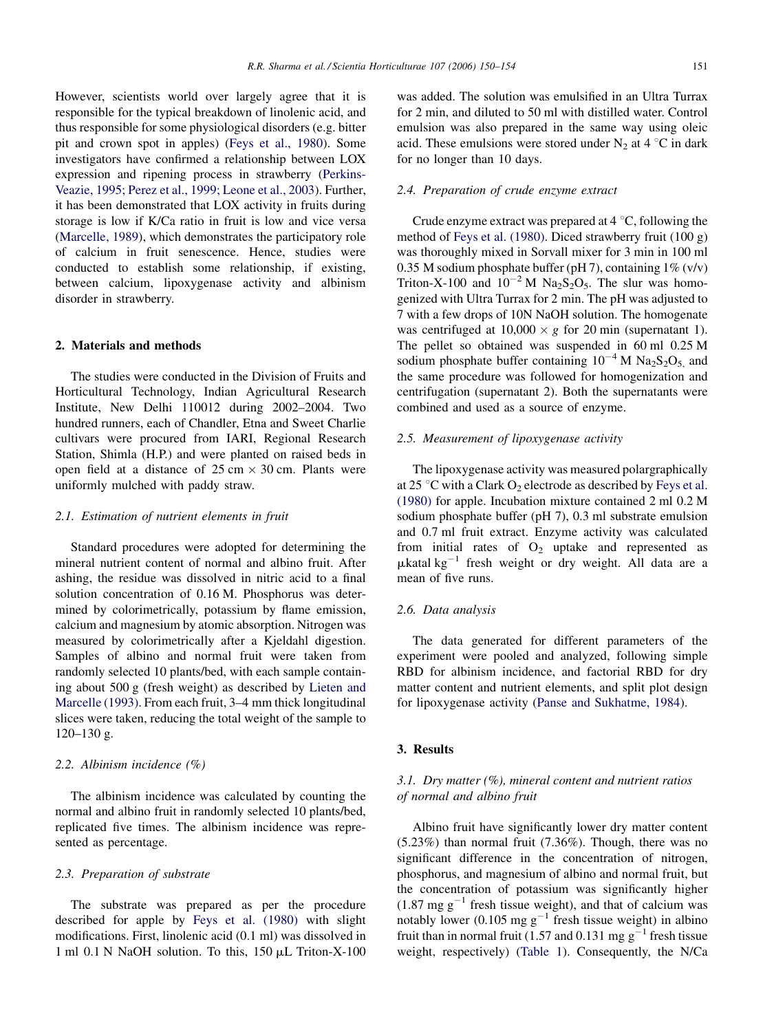However, scientists world over largely agree that it is responsible for the typical breakdown of linolenic acid, and thus responsible for some physiological disorders (e.g. bitter pit and crown spot in apples) (Feys et al., 1980). Some investigators have confirmed a relationship between LOX expression and ripening process in strawberry (Perkins-Veazie, 1995; Perez et al., 1999; Leone et al., 2003). Further, it has been demonstrated that LOX activity in fruits during storage is low if K/Ca ratio in fruit is low and vice versa (Marcelle, 1989), which demonstrates the participatory role of calcium in fruit senescence. Hence, studies were conducted to establish some relationship, if existing, between calcium, lipoxygenase activity and albinism disorder in strawberry.

## 2. Materials and methods

The studies were conducted in the Division of Fruits and Horticultural Technology, Indian Agricultural Research Institute, New Delhi 110012 during 2002–2004. Two hundred runners, each of Chandler, Etna and Sweet Charlie cultivars were procured from IARI, Regional Research Station, Shimla (H.P.) and were planted on raised beds in open field at a distance of 25 cm × 30 cm. Plants were uniformly mulched with paddy straw.

### 2.1. Estimation of nutrient elements in fruit

Standard procedures were adopted for determining the mineral nutrient content of normal and albino fruit. After ashing, the residue was dissolved in nitric acid to a final solution concentration of 0.16 M. Phosphorus was determined by colorimetrically, potassium by flame emission, calcium and magnesium by atomic absorption. Nitrogen was measured by colorimetrically after a Kjeldahl digestion. Samples of albino and normal fruit were taken from randomly selected 10 plants/bed, with each sample containing about 500 g (fresh weight) as described by Lieten and Marcelle (1993). From each fruit, 3–4 mm thick longitudinal slices were taken, reducing the total weight of the sample to 120–130 g.

### 2.2. Albinism incidence (%)

The albinism incidence was calculated by counting the normal and albino fruit in randomly selected 10 plants/bed, replicated five times. The albinism incidence was represented as percentage.

### 2.3. Preparation of substrate

The substrate was prepared as per the procedure described for apple by Feys et al. (1980) with slight modifications. First, linolenic acid (0.1 ml) was dissolved in 1 ml 0.1 N NaOH solution. To this, 150 μL Triton-X-100 was added. The solution was emulsified in an Ultra Turrax for 2 min, and diluted to 50 ml with distilled water. Control emulsion was also prepared in the same way using oleic acid. These emulsions were stored under $N_2$ at 4 °C in dark for no longer than 10 days.

### 2.4. Preparation of crude enzyme extract

Crude enzyme extract was prepared at 4 °C, following the method of Feys et al. (1980). Diced strawberry fruit (100 g) was thoroughly mixed in Sorvall mixer for 3 min in 100 ml 0.35 M sodium phosphate buffer (pH 7), containing 1% (v/v) Triton-X-100 and $10^{-2}$ M $Na_2S_2O_5$. The slur was homogenized with Ultra Turrax for 2 min. The pH was adjusted to 7 with a few drops of 10N NaOH solution. The homogenate was centrifuged at 10,000 × *g* for 20 min (supernatant 1). The pellet so obtained was suspended in 60 ml 0.25 M sodium phosphate buffer containing $10^{-4}$ M $Na_2S_2O_5$, and the same procedure was followed for homogenization and centrifugation (supernatant 2). Both the supernatants were combined and used as a source of enzyme.

### 2.5. Measurement of lipoxygenase activity

The lipoxygenase activity was measured polargraphically at 25 °C with a Clark $O_2$ electrode as described by Feys et al. (1980) for apple. Incubation mixture contained 2 ml 0.2 M sodium phosphate buffer (pH 7), 0.3 ml substrate emulsion and 0.7 ml fruit extract. Enzyme activity was calculated from initial rates of $O_2$ uptake and represented as μkatal $kg^{-1}$ fresh weight or dry weight. All data are a mean of five runs.

### 2.6. Data analysis

The data generated for different parameters of the experiment were pooled and analyzed, following simple RBD for albinism incidence, and factorial RBD for dry matter content and nutrient elements, and split plot design for lipoxygenase activity (Panse and Sukhatme, 1984).

## 3. Results

### 3.1. Dry matter (%), mineral content and nutrient ratios of normal and albino fruit

Albino fruit have significantly lower dry matter content (5.23%) than normal fruit (7.36%). Though, there was no significant difference in the concentration of nitrogen, phosphorus, and magnesium of albino and normal fruit, but the concentration of potassium was significantly higher (1.87 mg $g^{-1}$ fresh tissue weight), and that of calcium was notably lower (0.105 mg $g^{-1}$ fresh tissue weight) in albino fruit than in normal fruit (1.57 and 0.131 mg $g^{-1}$ fresh tissue weight, respectively) (Table 1). Consequently, the N/Ca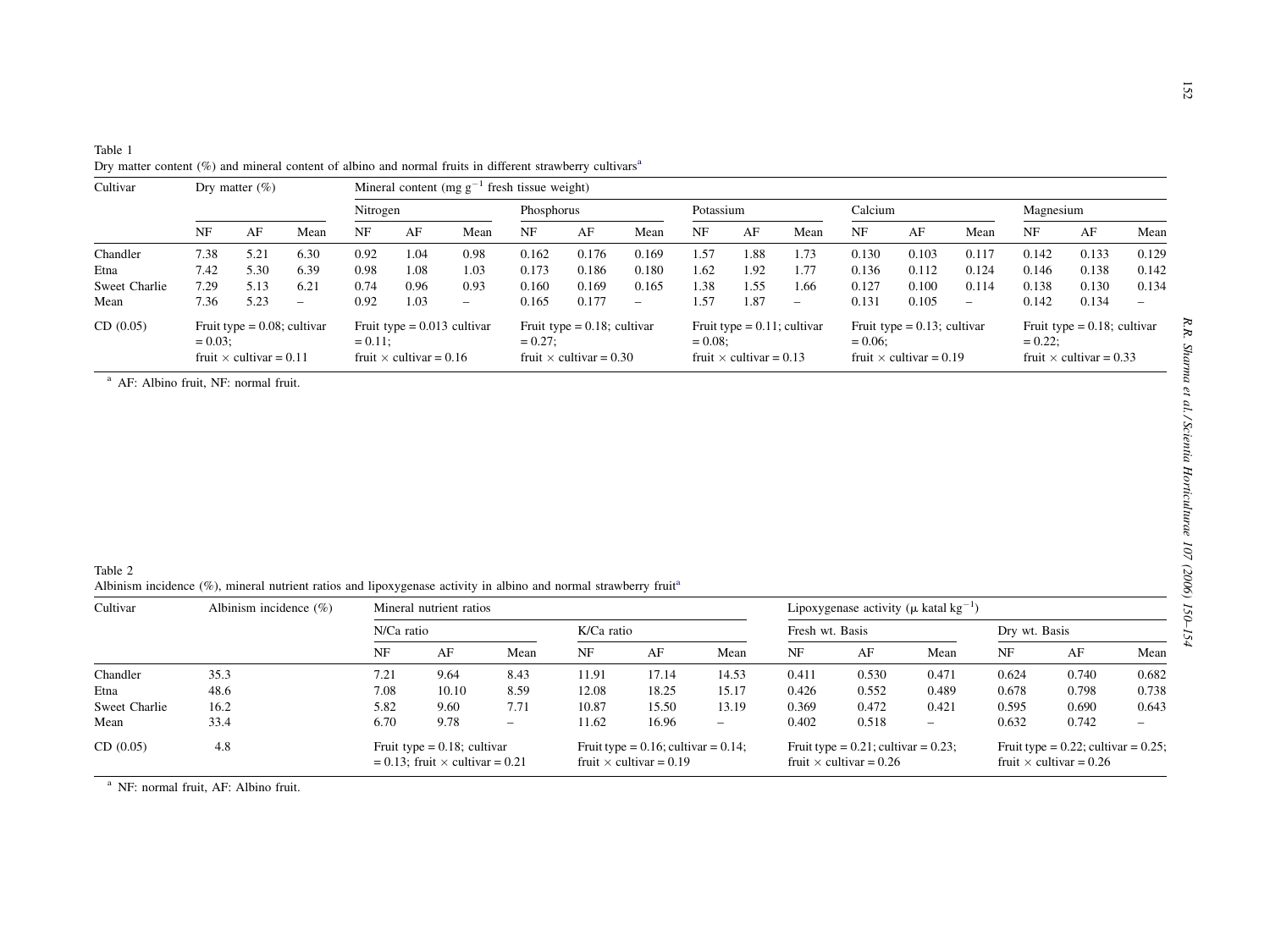Table 1
Dry matter content (%) and mineral content of albino and normal fruits in different strawberry cultivars[a]

| Cultivar | Dry matter (%) | | | Mineral content (mg $g^{-1}$ fresh tissue weight) | | | | | | | | | | | | | | |
|---|---|---|---|---|---|---|---|---|---|---|---|---|---|---|---|---|---|---|
| | | | | Nitrogen | | | Phosphorus | | | Potassium | | | Calcium | | | Magnesium | | |
| | NF | AF | Mean | NF | AF | Mean | NF | AF | Mean | NF | AF | Mean | NF | AF | Mean | NF | AF | Mean |
| Chandler | 7.38 | 5.21 | 6.30 | 0.92 | 1.04 | 0.98 | 0.162 | 0.176 | 0.169 | 1.57 | 1.88 | 1.73 | 0.130 | 0.103 | 0.117 | 0.142 | 0.133 | 0.129 |
| Etna | 7.42 | 5.30 | 6.39 | 0.98 | 1.08 | 1.03 | 0.173 | 0.186 | 0.180 | 1.62 | 1.92 | 1.77 | 0.136 | 0.112 | 0.124 | 0.146 | 0.138 | 0.142 |
| Sweet Charlie | 7.29 | 5.13 | 6.21 | 0.74 | 0.96 | 0.93 | 0.160 | 0.169 | 0.165 | 1.38 | 1.55 | 1.66 | 0.127 | 0.100 | 0.114 | 0.138 | 0.130 | 0.134 |
| Mean | 7.36 | 5.23 | – | 0.92 | 1.03 | – | 0.165 | 0.177 | – | 1.57 | 1.87 | – | 0.131 | 0.105 | – | 0.142 | 0.134 | – |
| CD (0.05) | Fruit type = 0.08; cultivar = 0.03; fruit × cultivar = 0.11 | | | Fruit type = 0.013 cultivar = 0.11; fruit × cultivar = 0.16 | | | Fruit type = 0.18; cultivar = 0.27; fruit × cultivar = 0.30 | | | Fruit type = 0.11; cultivar = 0.08; fruit × cultivar = 0.13 | | | Fruit type = 0.13; cultivar = 0.06; fruit × cultivar = 0.19 | | | Fruit type = 0.18; cultivar = 0.22; fruit × cultivar = 0.33 | | |

[a] AF: Albino fruit, NF: normal fruit.

Table 2
Albinism incidence (%), mineral nutrient ratios and lipoxygenase activity in albino and normal strawberry fruit[a]

| Cultivar | Albinism incidence (%) | Mineral nutrient ratios | | | | | | Lipoxygenase activity (μ katal $kg^{-1}$) | | | | | |
|---|---|---|---|---|---|---|---|---|---|---|---|---|---|
| | | N/Ca ratio | | | K/Ca ratio | | | Fresh wt. Basis | | | Dry wt. Basis | | |
| | | NF | AF | Mean | NF | AF | Mean | NF | AF | Mean | NF | AF | Mean |
| Chandler | 35.3 | 7.21 | 9.64 | 8.43 | 11.91 | 17.14 | 14.53 | 0.411 | 0.530 | 0.471 | 0.624 | 0.740 | 0.682 |
| Etna | 48.6 | 7.08 | 10.10 | 8.59 | 12.08 | 18.25 | 15.17 | 0.426 | 0.552 | 0.489 | 0.678 | 0.798 | 0.738 |
| Sweet Charlie | 16.2 | 5.82 | 9.60 | 7.71 | 10.87 | 15.50 | 13.19 | 0.369 | 0.472 | 0.421 | 0.595 | 0.690 | 0.643 |
| Mean | 33.4 | 6.70 | 9.78 | – | 11.62 | 16.96 | – | 0.402 | 0.518 | – | 0.632 | 0.742 | – |
| CD (0.05) | 4.8 | Fruit type = 0.18; cultivar = 0.13; fruit × cultivar = 0.21 | | | Fruit type = 0.16; cultivar = 0.14; fruit × cultivar = 0.19 | | | Fruit type = 0.21; cultivar = 0.23; fruit × cultivar = 0.26 | | | Fruit type = 0.22; cultivar = 0.25; fruit × cultivar = 0.26 | | |

[a] NF: normal fruit, AF: Albino fruit.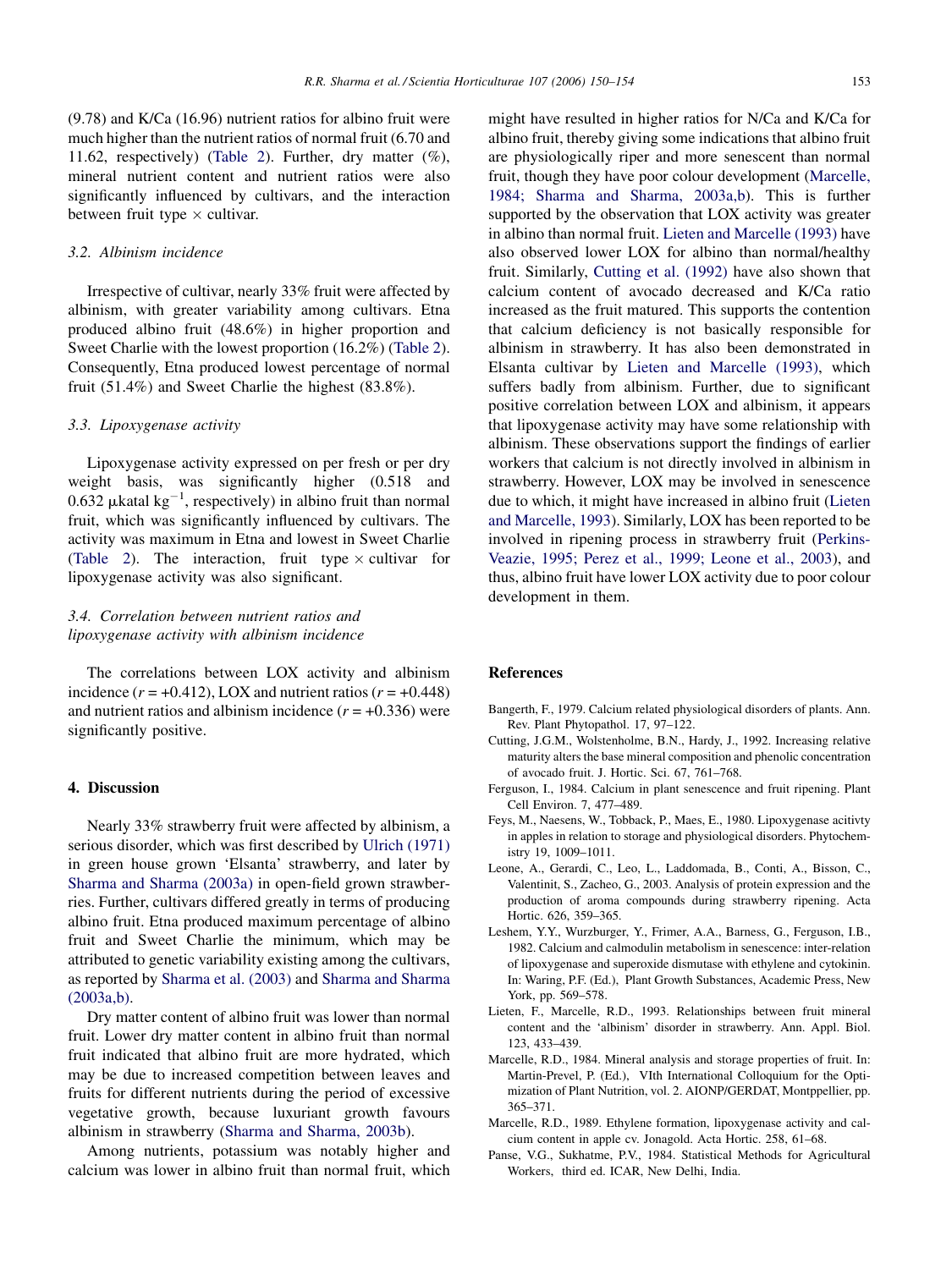(9.78) and K/Ca (16.96) nutrient ratios for albino fruit were much higher than the nutrient ratios of normal fruit (6.70 and 11.62, respectively) (Table 2). Further, dry matter (%), mineral nutrient content and nutrient ratios were also significantly influenced by cultivars, and the interaction between fruit type × cultivar.

### 3.2. Albinism incidence

Irrespective of cultivar, nearly 33% fruit were affected by albinism, with greater variability among cultivars. Etna produced albino fruit (48.6%) in higher proportion and Sweet Charlie with the lowest proportion (16.2%) (Table 2). Consequently, Etna produced lowest percentage of normal fruit (51.4%) and Sweet Charlie the highest (83.8%).

### 3.3. Lipoxygenase activity

Lipoxygenase activity expressed on per fresh or per dry weight basis, was significantly higher (0.518 and 0.632 μkatal kg$^{-1}$, respectively) in albino fruit than normal fruit, which was significantly influenced by cultivars. The activity was maximum in Etna and lowest in Sweet Charlie (Table 2). The interaction, fruit type × cultivar for lipoxygenase activity was also significant.

### 3.4. Correlation between nutrient ratios and lipoxygenase activity with albinism incidence

The correlations between LOX activity and albinism incidence ($r = +0.412$), LOX and nutrient ratios ($r = +0.448$) and nutrient ratios and albinism incidence ($r = +0.336$) were significantly positive.

## 4. Discussion

Nearly 33% strawberry fruit were affected by albinism, a serious disorder, which was first described by Ulrich (1971) in green house grown 'Elsanta' strawberry, and later by Sharma and Sharma (2003a) in open-field grown strawberries. Further, cultivars differed greatly in terms of producing albino fruit. Etna produced maximum percentage of albino fruit and Sweet Charlie the minimum, which may be attributed to genetic variability existing among the cultivars, as reported by Sharma et al. (2003) and Sharma and Sharma (2003a,b).

Dry matter content of albino fruit was lower than normal fruit. Lower dry matter content in albino fruit than normal fruit indicated that albino fruit are more hydrated, which may be due to increased competition between leaves and fruits for different nutrients during the period of excessive vegetative growth, because luxuriant growth favours albinism in strawberry (Sharma and Sharma, 2003b).

Among nutrients, potassium was notably higher and calcium was lower in albino fruit than normal fruit, which might have resulted in higher ratios for N/Ca and K/Ca for albino fruit, thereby giving some indications that albino fruit are physiologically riper and more senescent than normal fruit, though they have poor colour development (Marcelle, 1984; Sharma and Sharma, 2003a,b). This is further supported by the observation that LOX activity was greater in albino than normal fruit. Lieten and Marcelle (1993) have also observed lower LOX for albino than normal/healthy fruit. Similarly, Cutting et al. (1992) have also shown that calcium content of avocado decreased and K/Ca ratio increased as the fruit matured. This supports the contention that calcium deficiency is not basically responsible for albinism in strawberry. It has also been demonstrated in Elsanta cultivar by Lieten and Marcelle (1993), which suffers badly from albinism. Further, due to significant positive correlation between LOX and albinism, it appears that lipoxygenase activity may have some relationship with albinism. These observations support the findings of earlier workers that calcium is not directly involved in albinism in strawberry. However, LOX may be involved in senescence due to which, it might have increased in albino fruit (Lieten and Marcelle, 1993). Similarly, LOX has been reported to be involved in ripening process in strawberry fruit (Perkins-Veazie, 1995; Perez et al., 1999; Leone et al., 2003), and thus, albino fruit have lower LOX activity due to poor colour development in them.

## References

Bangerth, F., 1979. Calcium related physiological disorders of plants. Ann. Rev. Plant Phytopathol. 17, 97–122.

Cutting, J.G.M., Wolstenholme, B.N., Hardy, J., 1992. Increasing relative maturity alters the base mineral composition and phenolic concentration of avocado fruit. J. Hortic. Sci. 67, 761–768.

Ferguson, I., 1984. Calcium in plant senescence and fruit ripening. Plant Cell Environ. 7, 477–489.

Feys, M., Naesens, W., Tobback, P., Maes, E., 1980. Lipoxygenase acitivty in apples in relation to storage and physiological disorders. Phytochemistry 19, 1009–1011.

Leone, A., Gerardi, C., Leo, L., Laddomada, B., Conti, A., Bisson, C., Valentinit, S., Zacheo, G., 2003. Analysis of protein expression and the production of aroma compounds during strawberry ripening. Acta Hortic. 626, 359–365.

Leshem, Y.Y., Wurzburger, Y., Frimer, A.A., Barness, G., Ferguson, I.B., 1982. Calcium and calmodulin metabolism in senescence: inter-relation of lipoxygenase and superoxide dismutase with ethylene and cytokinin. In: Waring, P.F. (Ed.), Plant Growth Substances, Academic Press, New York, pp. 569–578.

Lieten, F., Marcelle, R.D., 1993. Relationships between fruit mineral content and the 'albinism' disorder in strawberry. Ann. Appl. Biol. 123, 433–439.

Marcelle, R.D., 1984. Mineral analysis and storage properties of fruit. In: Martin-Prevel, P. (Ed.), VIth International Colloquium for the Optimization of Plant Nutrition, vol. 2. AIONP/GERDAT, Montppellier, pp. 365–371.

Marcelle, R.D., 1989. Ethylene formation, lipoxygenase activity and calcium content in apple cv. Jonagold. Acta Hortic. 258, 61–68.

Panse, V.G., Sukhatme, P.V., 1984. Statistical Methods for Agricultural Workers, third ed. ICAR, New Delhi, India.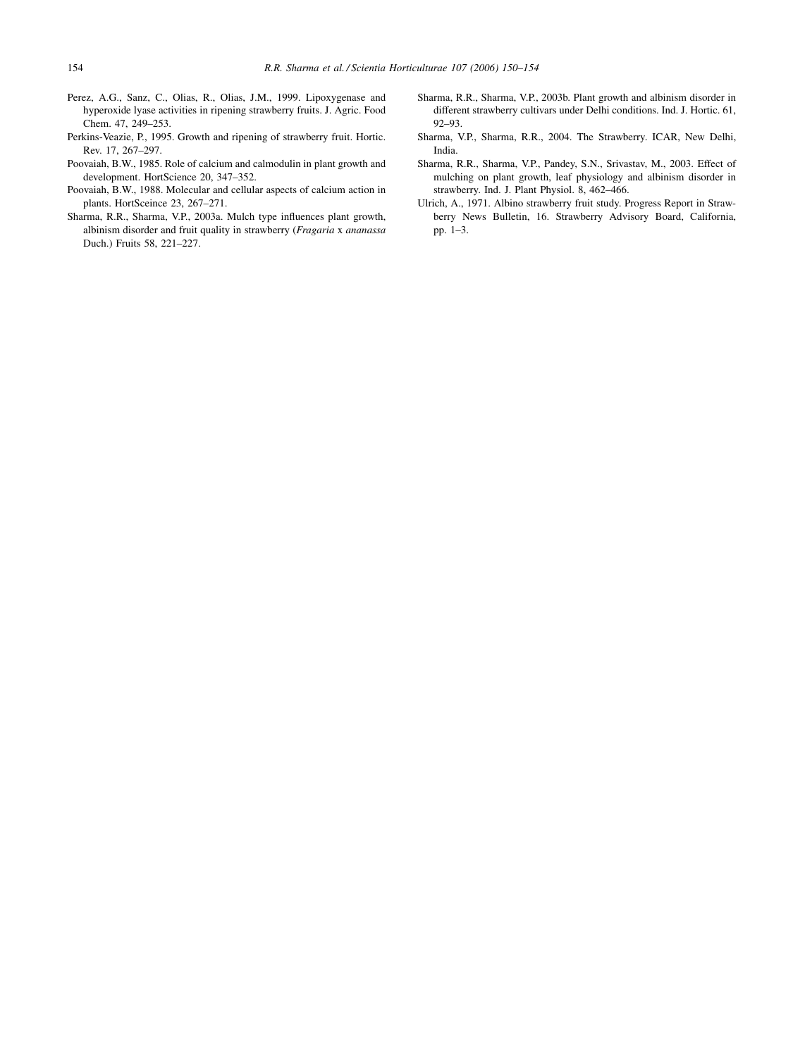Perez, A.G., Sanz, C., Olias, R., Olias, J.M., 1999. Lipoxygenase and hyperoxide lyase activities in ripening strawberry fruits. J. Agric. Food Chem. 47, 249–253.

Perkins-Veazie, P., 1995. Growth and ripening of strawberry fruit. Hortic. Rev. 17, 267–297.

Poovaiah, B.W., 1985. Role of calcium and calmodulin in plant growth and development. HortScience 20, 347–352.

Poovaiah, B.W., 1988. Molecular and cellular aspects of calcium action in plants. HortSceince 23, 267–271.

Sharma, R.R., Sharma, V.P., 2003a. Mulch type influences plant growth, albinism disorder and fruit quality in strawberry (*Fragaria* x *ananassa* Duch.) Fruits 58, 221–227.

Sharma, R.R., Sharma, V.P., 2003b. Plant growth and albinism disorder in different strawberry cultivars under Delhi conditions. Ind. J. Hortic. 61, 92–93.

Sharma, V.P., Sharma, R.R., 2004. The Strawberry. ICAR, New Delhi, India.

Sharma, R.R., Sharma, V.P., Pandey, S.N., Srivastav, M., 2003. Effect of mulching on plant growth, leaf physiology and albinism disorder in strawberry. Ind. J. Plant Physiol. 8, 462–466.

Ulrich, A., 1971. Albino strawberry fruit study. Progress Report in Strawberry News Bulletin, 16. Strawberry Advisory Board, California, pp. 1–3.